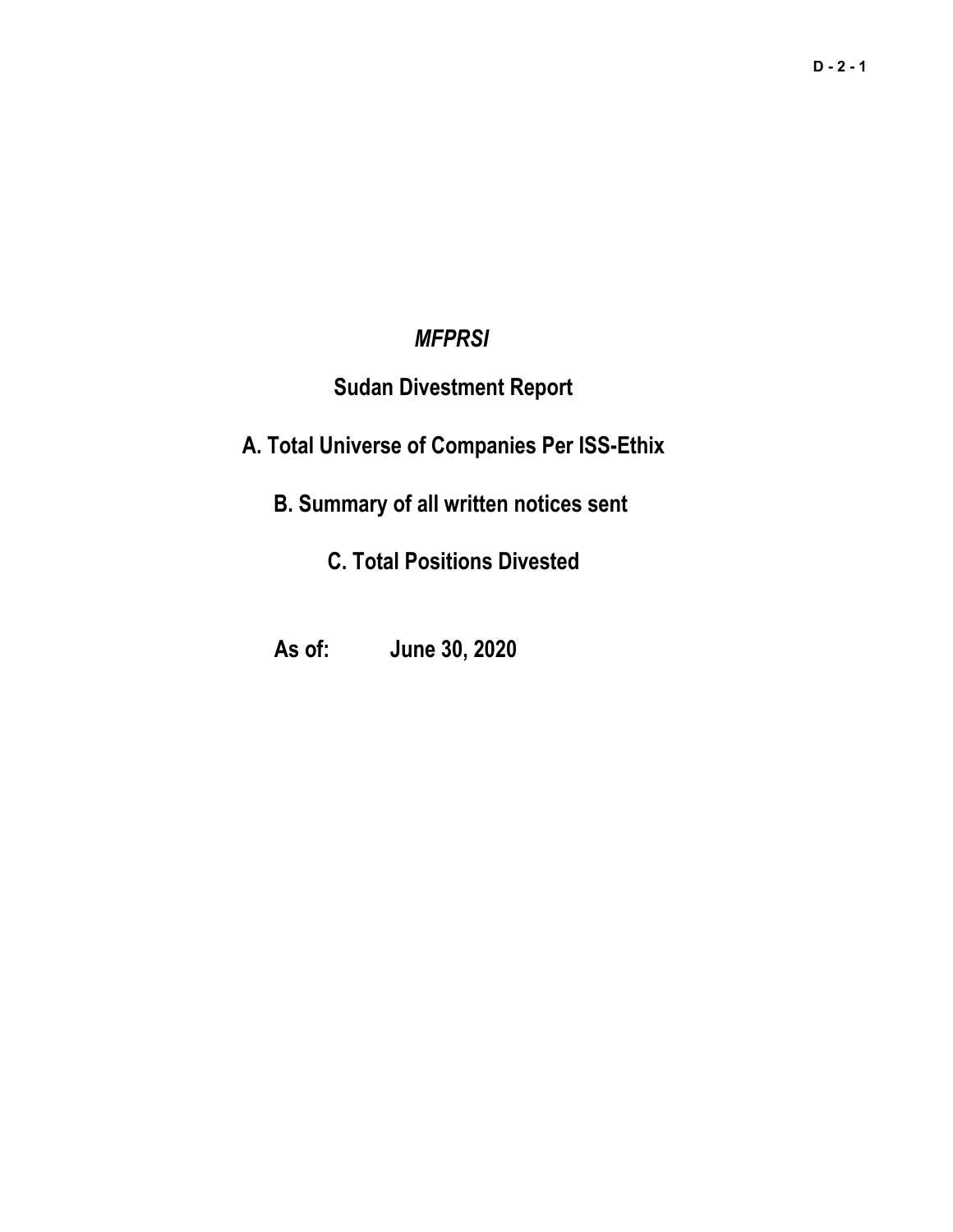# *MFPRSI*

## Sudan Divestment Report

## A. Total Universe of Companies Per ISS-Ethix

## B. Summary of all written notices sent

## C. Total Positions Divested

**As of: June 30, 2020**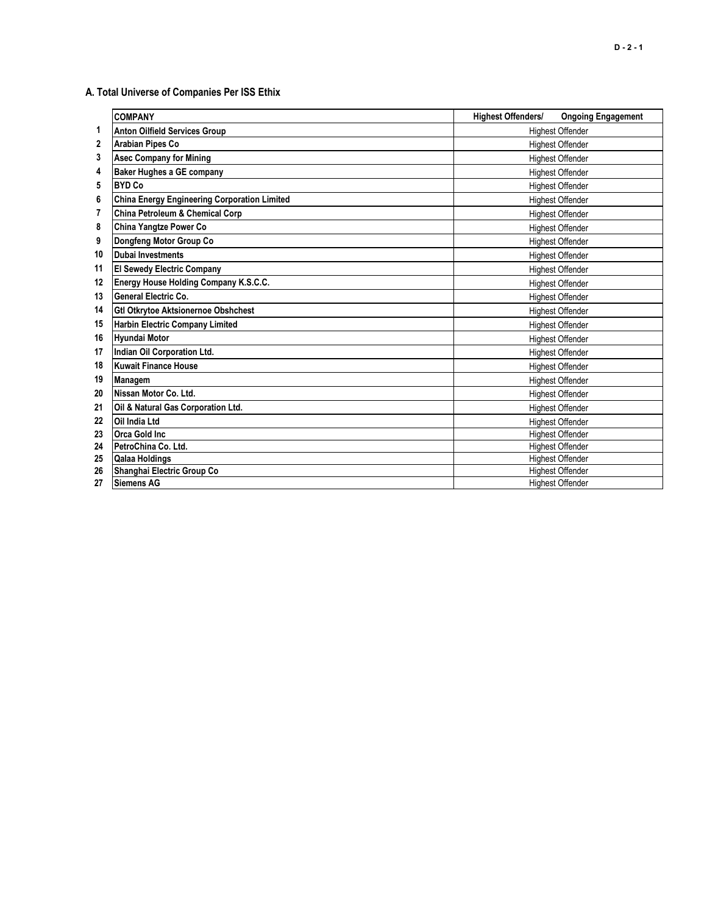## A. Total Universe of Companies Per ISS Ethix

| | COMPANY | Highest Offenders/ Ongoing Engagement |
|---|---|---|
| 1 | Anton Oilfield Services Group | Highest Offender |
| 2 | Arabian Pipes Co | Highest Offender |
| 3 | Asec Company for Mining | Highest Offender |
| 4 | Baker Hughes a GE company | Highest Offender |
| 5 | BYD Co | Highest Offender |
| 6 | China Energy Engineering Corporation Limited | Highest Offender |
| 7 | China Petroleum & Chemical Corp | Highest Offender |
| 8 | China Yangtze Power Co | Highest Offender |
| 9 | Dongfeng Motor Group Co | Highest Offender |
| 10 | Dubai Investments | Highest Offender |
| 11 | El Sewedy Electric Company | Highest Offender |
| 12 | Energy House Holding Company K.S.C.C. | Highest Offender |
| 13 | General Electric Co. | Highest Offender |
| 14 | Gtl Otkrytoe Aktsionernoe Obshchest | Highest Offender |
| 15 | Harbin Electric Company Limited | Highest Offender |
| 16 | Hyundai Motor | Highest Offender |
| 17 | Indian Oil Corporation Ltd. | Highest Offender |
| 18 | Kuwait Finance House | Highest Offender |
| 19 | Managem | Highest Offender |
| 20 | Nissan Motor Co. Ltd. | Highest Offender |
| 21 | Oil & Natural Gas Corporation Ltd. | Highest Offender |
| 22 | Oil India Ltd | Highest Offender |
| 23 | Orca Gold Inc | Highest Offender |
| 24 | PetroChina Co. Ltd. | Highest Offender |
| 25 | Qalaa Holdings | Highest Offender |
| 26 | Shanghai Electric Group Co | Highest Offender |
| 27 | Siemens AG | Highest Offender |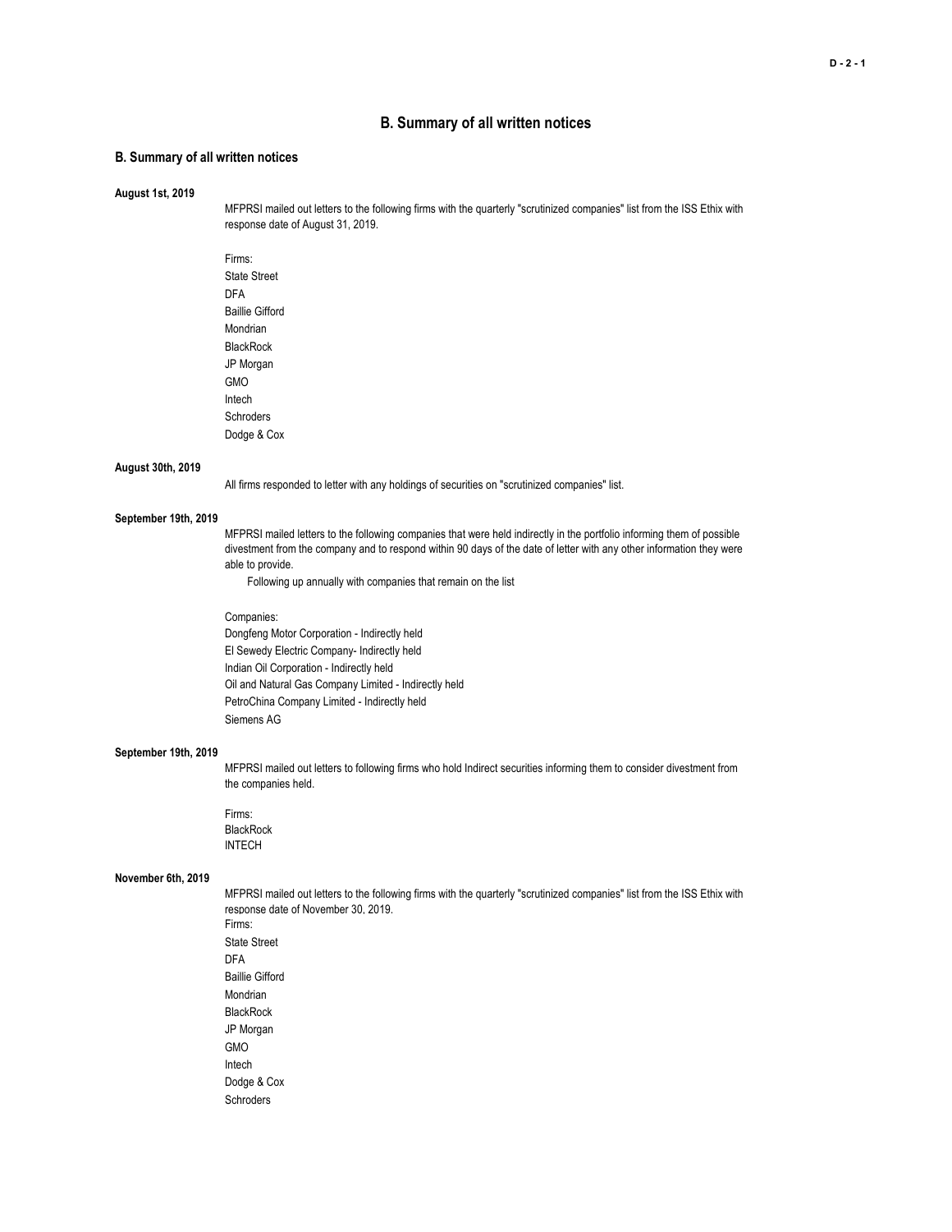# B. Summary of all written notices

## B. Summary of all written notices

**August 1st, 2019**

MFPRSI mailed out letters to the following firms with the quarterly "scrutinized companies" list from the ISS Ethix with response date of August 31, 2019.

Firms:
State Street
DFA
Baillie Gifford
Mondrian
BlackRock
JP Morgan
GMO
Intech
Schroders
Dodge & Cox

**August 30th, 2019**

All firms responded to letter with any holdings of securities on "scrutinized companies" list.

**September 19th, 2019**

MFPRSI mailed letters to the following companies that were held indirectly in the portfolio informing them of possible divestment from the company and to respond within 90 days of the date of letter with any other information they were able to provide.
Following up annually with companies that remain on the list

Companies:
Dongfeng Motor Corporation - Indirectly held
El Sewedy Electric Company- Indirectly held
Indian Oil Corporation - Indirectly held
Oil and Natural Gas Company Limited - Indirectly held
PetroChina Company Limited - Indirectly held
Siemens AG

**September 19th, 2019**

MFPRSI mailed out letters to following firms who hold Indirect securities informing them to consider divestment from the companies held.

Firms:
BlackRock
INTECH

**November 6th, 2019**

MFPRSI mailed out letters to the following firms with the quarterly "scrutinized companies" list from the ISS Ethix with response date of November 30, 2019.
Firms:
State Street
DFA
Baillie Gifford
Mondrian
BlackRock
JP Morgan
GMO
Intech
Dodge & Cox
Schroders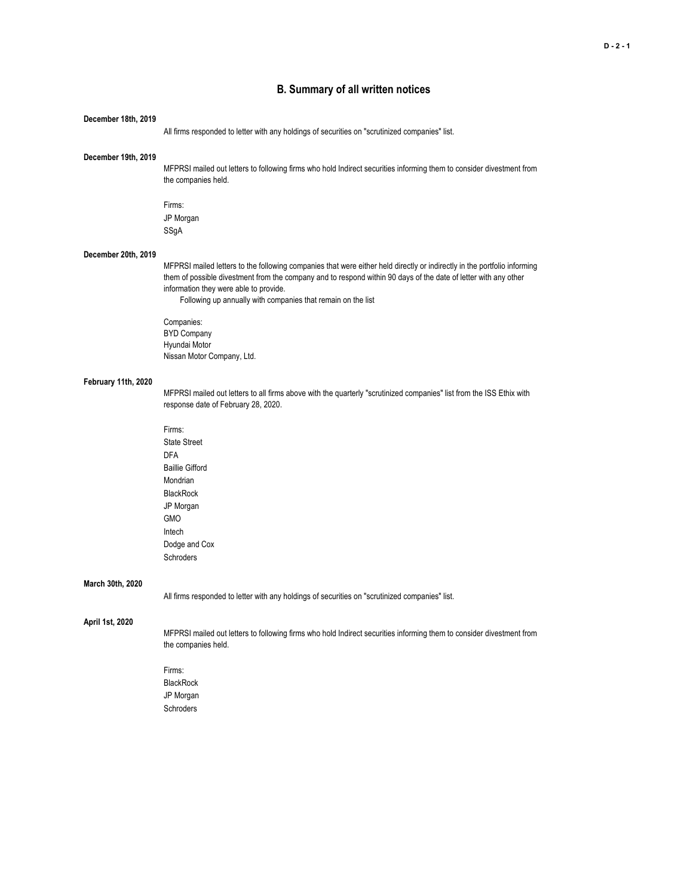## B. Summary of all written notices

**December 18th, 2019**

All firms responded to letter with any holdings of securities on "scrutinized companies" list.

**December 19th, 2019**

MFPRSI mailed out letters to following firms who hold Indirect securities informing them to consider divestment from the companies held.

Firms:
JP Morgan
SSgA

**December 20th, 2019**

MFPRSI mailed letters to the following companies that were either held directly or indirectly in the portfolio informing them of possible divestment from the company and to respond within 90 days of the date of letter with any other information they were able to provide.
Following up annually with companies that remain on the list

Companies:
BYD Company
Hyundai Motor
Nissan Motor Company, Ltd.

**February 11th, 2020**

MFPRSI mailed out letters to all firms above with the quarterly "scrutinized companies" list from the ISS Ethix with response date of February 28, 2020.

Firms:
State Street
DFA
Baillie Gifford
Mondrian
BlackRock
JP Morgan
GMO
Intech
Dodge and Cox
Schroders

**March 30th, 2020**

All firms responded to letter with any holdings of securities on "scrutinized companies" list.

**April 1st, 2020**

MFPRSI mailed out letters to following firms who hold Indirect securities informing them to consider divestment from the companies held.

Firms:
BlackRock
JP Morgan
Schroders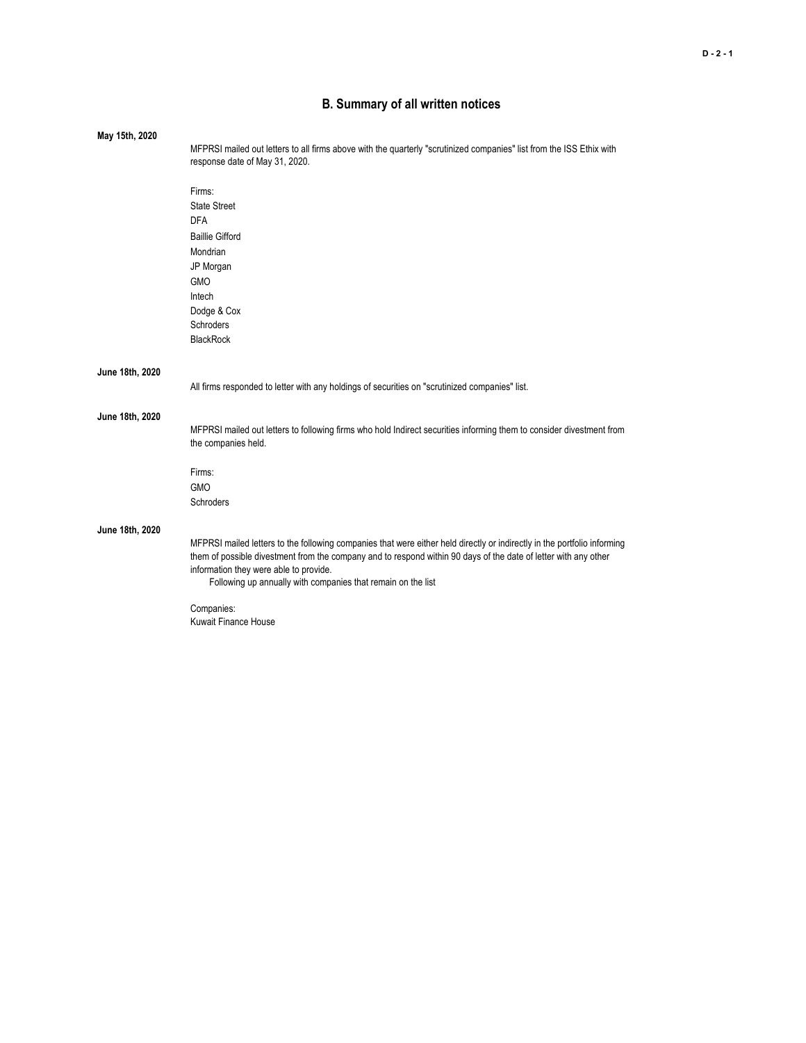## B. Summary of all written notices

**May 15th, 2020**

MFPRSI mailed out letters to all firms above with the quarterly "scrutinized companies" list from the ISS Ethix with response date of May 31, 2020.

Firms:
State Street
DFA
Baillie Gifford
Mondrian
JP Morgan
GMO
Intech
Dodge & Cox
Schroders
BlackRock

**June 18th, 2020**

All firms responded to letter with any holdings of securities on "scrutinized companies" list.

**June 18th, 2020**

MFPRSI mailed out letters to following firms who hold Indirect securities informing them to consider divestment from the companies held.

Firms:
GMO
Schroders

**June 18th, 2020**

MFPRSI mailed letters to the following companies that were either held directly or indirectly in the portfolio informing them of possible divestment from the company and to respond within 90 days of the date of letter with any other information they were able to provide.
Following up annually with companies that remain on the list

Companies:
Kuwait Finance House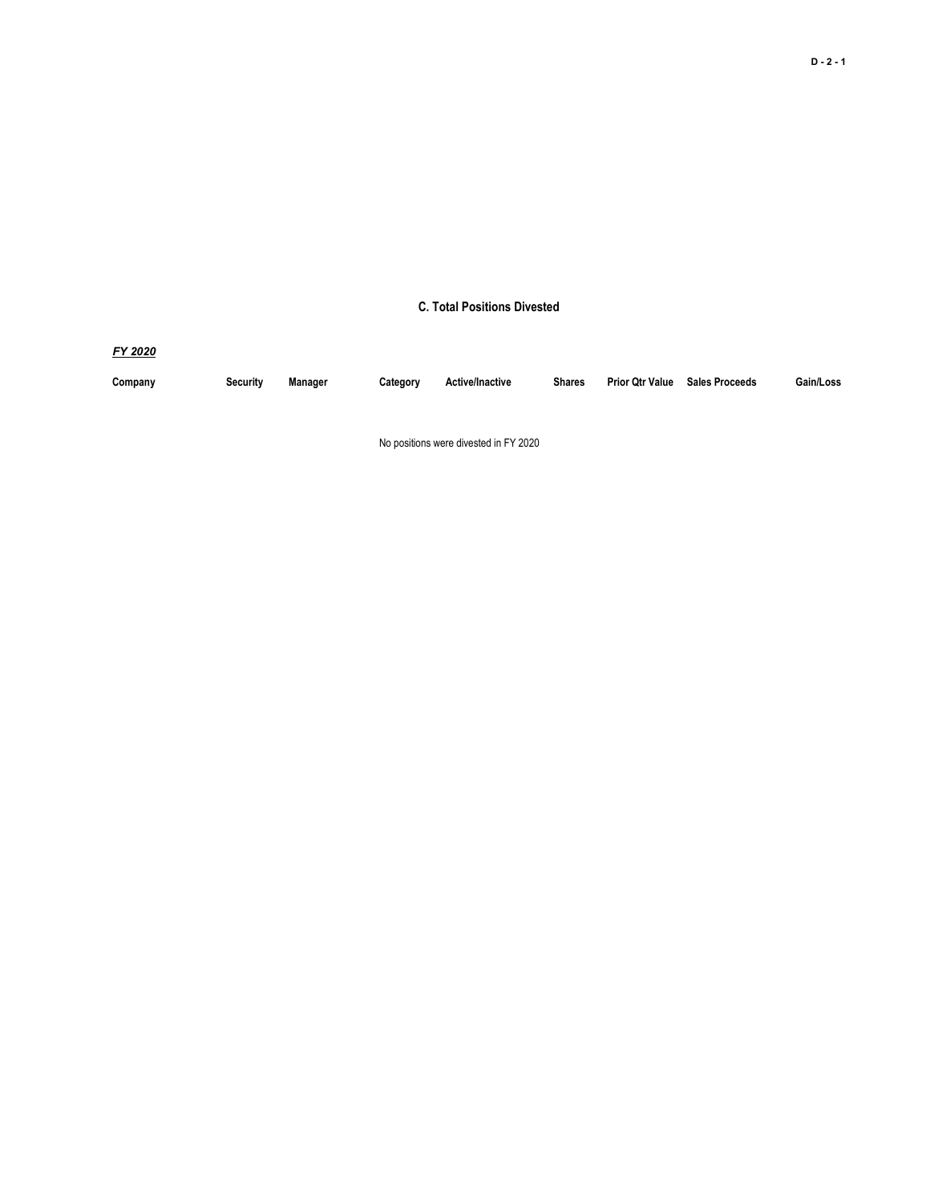## C. Total Positions Divested

***FY 2020***

| Company | Security | Manager | Category | Active/Inactive | Shares | Prior Qtr Value | Sales Proceeds | Gain/Loss |
|---|---|---|---|---|---|---|---|---|

No positions were divested in FY 2020